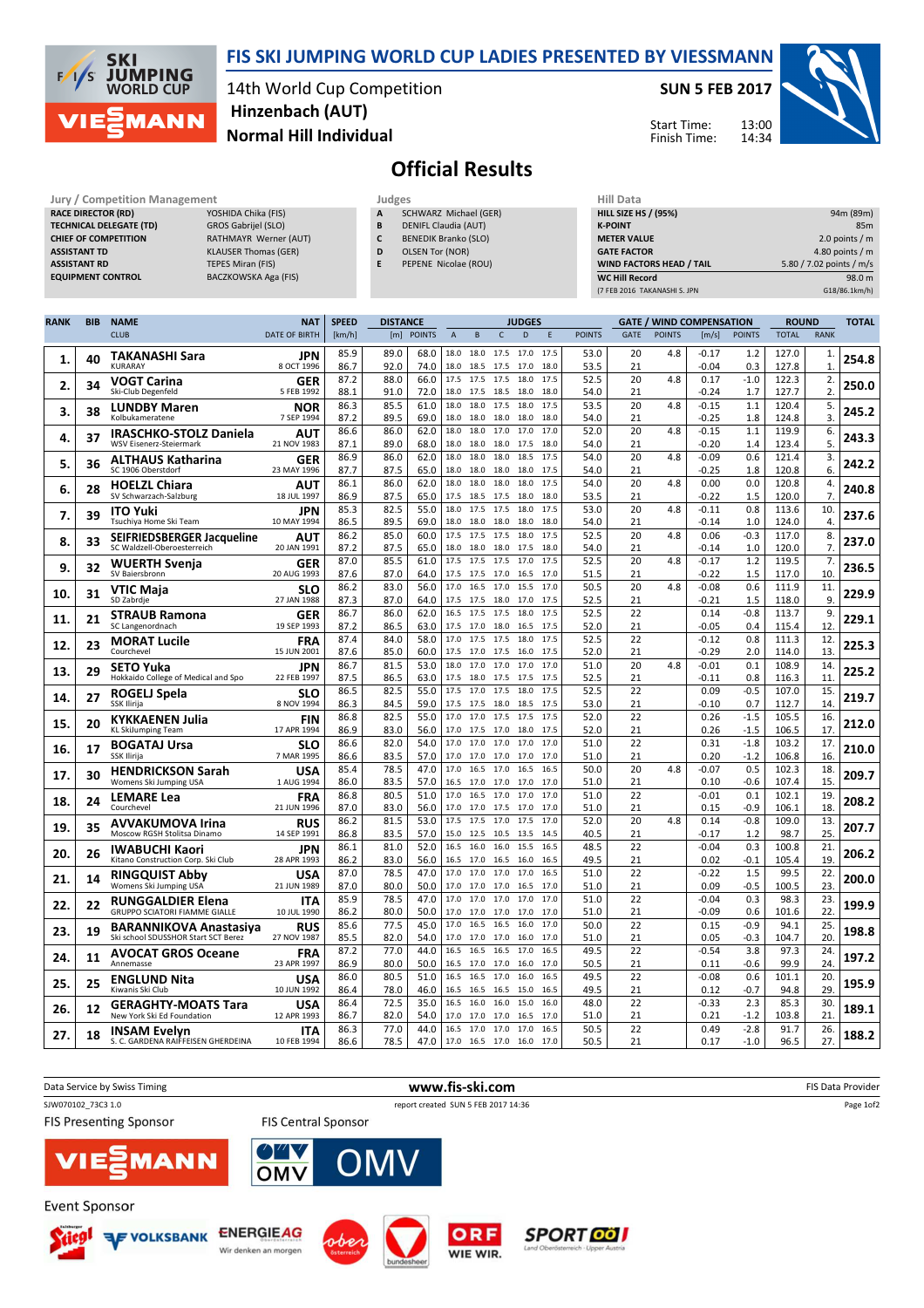# FIS SKI JUMPING WORLD CUP LADIES PRESENTED BY VIESSMANN

14th World Cup Competition
Hinzenbach (AUT)
Normal Hill Individual

SUN 5 FEB 2017

Start Time: 13:00
Finish Time: 14:34

## Official Results

**Jury / Competition Management**

| | |
|---|---|
| RACE DIRECTOR (RD) | YOSHIDA Chika (FIS) |
| TECHNICAL DELEGATE (TD) | GROS Gabrijel (SLO) |
| CHIEF OF COMPETITION | RATHMAYR Werner (AUT) |
| ASSISTANT TD | KLAUSER Thomas (GER) |
| ASSISTANT RD | TEPES Miran (FIS) |
| EQUIPMENT CONTROL | BACZKOWSKA Aga (FIS) |

**Judges**

| | |
|---|---|
| A | SCHWARZ Michael (GER) |
| B | DENIFL Claudia (AUT) |
| C | BENEDIK Branko (SLO) |
| D | OLSEN Tor (NOR) |
| E | PEPENE Nicolae (ROU) |

**Hill Data**

| | |
|---|---|
| HILL SIZE HS / (95%) | 94m (89m) |
| K-POINT | 85m |
| METER VALUE | 2.0 points / m |
| GATE FACTOR | 4.80 points / m |
| WIND FACTORS HEAD / TAIL | 5.80 / 7.02 points / m/s |
| WC Hill Record | 98.0 m |
| (7 FEB 2016 TAKANASHI S. JPN | G18/86.1km/h) |

| RANK | BIB | NAME / CLUB | NAT / DATE OF BIRTH | SPEED [km/h] | DISTANCE [m] | DISTANCE POINTS | A | B | C | D | E | JUDGES POINTS | GATE | GATE POINTS | WIND [m/s] | WIND POINTS | ROUND TOTAL | ROUND RANK | TOTAL |
|---|---|---|---|---|---|---|---|---|---|---|---|---|---|---|---|---|---|---|---|
| 1. | 40 | TAKANASHI Sara / KURARAY | JPN / 8 OCT 1996 | 85.9 | 89.0 | 68.0 | 18.0 | 18.0 | 17.5 | 17.0 | 17.5 | 53.0 | 20 | 4.8 | -0.17 | 1.2 | 127.0 | 1. | 254.8 |
| | | | | 86.7 | 92.0 | 74.0 | 18.0 | 18.5 | 17.5 | 17.0 | 18.0 | 53.5 | 21 | | -0.04 | 0.3 | 127.8 | 1. | |
| 2. | 34 | VOGT Carina / Ski-Club Degenfeld | GER / 5 FEB 1992 | 87.2 | 88.0 | 66.0 | 17.5 | 17.5 | 17.5 | 18.0 | 17.5 | 52.5 | 20 | 4.8 | 0.17 | -1.0 | 122.3 | 2. | 250.0 |
| | | | | 88.1 | 91.0 | 72.0 | 18.0 | 17.5 | 18.5 | 18.0 | 18.0 | 54.0 | 21 | | -0.24 | 1.7 | 127.7 | 2. | |
| 3. | 38 | LUNDBY Maren / Kolbukameratene | NOR / 7 SEP 1994 | 86.3 | 85.5 | 61.0 | 18.0 | 18.0 | 17.5 | 18.0 | 17.5 | 53.5 | 20 | 4.8 | -0.15 | 1.1 | 120.4 | 5. | 245.2 |
| | | | | 87.2 | 89.5 | 69.0 | 18.0 | 18.0 | 18.0 | 18.0 | 18.0 | 54.0 | 21 | | -0.25 | 1.8 | 124.8 | 3. | |
| 4. | 37 | IRASCHKO-STOLZ Daniela / WSV Eisenerz-Steiermark | AUT / 21 NOV 1983 | 86.6 | 86.0 | 62.0 | 18.0 | 18.0 | 17.0 | 17.0 | 17.0 | 52.0 | 20 | 4.8 | -0.15 | 1.1 | 119.9 | 6. | 243.3 |
| | | | | 87.1 | 89.0 | 68.0 | 18.0 | 18.0 | 18.0 | 17.5 | 18.0 | 54.0 | 21 | | -0.20 | 1.4 | 123.4 | 5. | |
| 5. | 36 | ALTHAUS Katharina / SC 1906 Oberstdorf | GER / 23 MAY 1996 | 86.9 | 86.0 | 62.0 | 18.0 | 18.0 | 18.0 | 18.5 | 17.5 | 54.0 | 20 | 4.8 | -0.09 | 0.6 | 121.4 | 3. | 242.2 |
| | | | | 87.7 | 87.5 | 65.0 | 18.0 | 18.0 | 18.0 | 18.0 | 17.5 | 54.0 | 21 | | -0.25 | 1.8 | 120.8 | 6. | |
| 6. | 28 | HOELZL Chiara / SV Schwarzach-Salzburg | AUT / 18 JUL 1997 | 86.1 | 86.0 | 62.0 | 18.0 | 18.0 | 18.0 | 18.0 | 17.5 | 54.0 | 20 | 4.8 | 0.00 | 0.0 | 120.8 | 4. | 240.8 |
| | | | | 86.9 | 87.5 | 65.0 | 18.0 | 18.0 | 18.0 | 17.5 | 17.5 | 53.5 | 21 | | -0.22 | 1.5 | 120.0 | 7. | |
| 7. | 39 | ITO Yuki / Tsuchiya Home Ski Team | JPN / 10 MAY 1994 | 85.3 | 82.5 | 55.0 | 18.0 | 17.5 | 17.5 | 18.0 | 17.5 | 53.0 | 20 | 4.8 | -0.11 | 0.8 | 113.6 | 10. | 237.6 |
| | | | | 86.5 | 89.5 | 69.0 | 18.0 | 18.0 | 18.0 | 18.0 | 18.0 | 54.0 | 21 | | -0.14 | 1.0 | 124.0 | 4. | |
| 8. | 33 | SEIFRIEDSBERGER Jacqueline / SC Waldzell-Oberoesterreich | AUT / 20 JAN 1991 | 86.2 | 85.0 | 60.0 | 17.5 | 17.5 | 17.5 | 18.0 | 17.5 | 52.5 | 20 | 4.8 | 0.06 | -0.3 | 117.0 | 8. | 237.0 |
| | | | | 87.2 | 87.5 | 65.0 | 18.0 | 18.0 | 18.0 | 17.5 | 18.0 | 54.0 | 21 | | -0.14 | 1.0 | 120.0 | 7. | |
| 9. | 32 | WUERTH Svenja / SV Baiersbronn | GER / 20 AUG 1993 | 87.0 | 85.5 | 61.0 | 17.5 | 17.5 | 17.5 | 17.0 | 17.5 | 52.5 | 20 | 4.8 | -0.17 | 1.2 | 119.5 | 7. | 236.5 |
| | | | | 87.6 | 87.0 | 64.0 | 17.5 | 17.5 | 17.0 | 16.5 | 17.0 | 51.5 | 21 | | -0.22 | 1.5 | 117.0 | 10. | |
| 10. | 31 | VTIC Maja / SD Zabrdje | SLO / 27 JAN 1988 | 86.2 | 83.0 | 56.0 | 17.0 | 16.5 | 17.0 | 15.5 | 17.0 | 50.5 | 20 | 4.8 | -0.08 | 0.6 | 111.9 | 11. | 229.9 |
| | | | | 87.3 | 87.0 | 64.0 | 17.5 | 17.5 | 18.0 | 17.0 | 17.5 | 52.5 | 21 | | -0.21 | 1.5 | 118.0 | 9. | |
| 11. | 21 | STRAUB Ramona / SC Langenordnach | GER / 19 SEP 1993 | 86.7 | 86.0 | 62.0 | 16.5 | 17.5 | 17.5 | 18.0 | 17.5 | 52.5 | 22 | | 0.14 | -0.8 | 113.7 | 9. | 229.1 |
| | | | | 87.2 | 86.5 | 63.0 | 17.5 | 17.0 | 18.0 | 16.5 | 17.5 | 52.0 | 21 | | -0.05 | 0.4 | 115.4 | 12. | |
| 12. | 23 | MORAT Lucile / Courchevel | FRA / 15 JUN 2001 | 87.4 | 84.0 | 58.0 | 17.0 | 17.5 | 17.5 | 18.0 | 17.5 | 52.5 | 22 | | -0.12 | 0.8 | 111.3 | 12. | 225.3 |
| | | | | 87.6 | 85.0 | 60.0 | 17.5 | 17.0 | 17.5 | 16.0 | 17.5 | 52.0 | 21 | | -0.29 | 2.0 | 114.0 | 13. | |
| 13. | 29 | SETO Yuka / Hokkaido College of Medical and Spo | JPN / 22 FEB 1997 | 86.7 | 81.5 | 53.0 | 18.0 | 17.0 | 17.0 | 17.0 | 17.0 | 51.0 | 20 | 4.8 | -0.01 | 0.1 | 108.9 | 14. | 225.2 |
| | | | | 87.5 | 86.5 | 63.0 | 17.5 | 18.0 | 17.5 | 17.5 | 17.5 | 52.5 | 21 | | -0.11 | 0.8 | 116.3 | 11. | |
| 14. | 27 | ROGELJ Spela / SSK Ilirija | SLO / 8 NOV 1994 | 86.5 | 82.5 | 55.0 | 17.5 | 17.0 | 17.5 | 18.0 | 17.5 | 52.5 | 22 | | 0.09 | -0.5 | 107.0 | 15. | 219.7 |
| | | | | 86.3 | 84.5 | 59.0 | 17.5 | 17.5 | 18.0 | 18.5 | 17.5 | 53.0 | 21 | | -0.10 | 0.7 | 112.7 | 14. | |
| 15. | 20 | KYKKAENEN Julia / KL SkiJumping Team | FIN / 17 APR 1994 | 86.8 | 82.5 | 55.0 | 17.0 | 17.0 | 17.5 | 17.5 | 17.5 | 52.0 | 22 | | 0.26 | -1.5 | 105.5 | 16. | 212.0 |
| | | | | 86.9 | 83.0 | 56.0 | 17.0 | 17.5 | 17.0 | 18.0 | 17.5 | 52.0 | 21 | | 0.26 | -1.5 | 106.5 | 17. | |
| 16. | 17 | BOGATAJ Ursa / SSK Ilirija | SLO / 7 MAR 1995 | 86.6 | 82.0 | 54.0 | 17.0 | 17.0 | 17.0 | 17.0 | 17.0 | 51.0 | 22 | | 0.31 | -1.8 | 103.2 | 17. | 210.0 |
| | | | | 86.6 | 83.5 | 57.0 | 17.0 | 17.0 | 17.0 | 17.0 | 17.0 | 51.0 | 21 | | 0.20 | -1.2 | 106.8 | 16. | |
| 17. | 30 | HENDRICKSON Sarah / Womens Ski Jumping USA | USA / 1 AUG 1994 | 85.4 | 78.5 | 47.0 | 17.0 | 16.5 | 17.0 | 16.5 | 16.5 | 50.0 | 20 | 4.8 | -0.07 | 0.5 | 102.3 | 18. | 209.7 |
| | | | | 86.0 | 83.5 | 57.0 | 16.5 | 17.0 | 17.0 | 17.0 | 17.0 | 51.0 | 21 | | 0.10 | -0.6 | 107.4 | 15. | |
| 18. | 24 | LEMARE Lea / Courchevel | FRA / 21 JUN 1996 | 86.8 | 80.5 | 51.0 | 17.0 | 16.5 | 17.0 | 17.0 | 17.0 | 51.0 | 22 | | -0.01 | 0.1 | 102.1 | 19. | 208.2 |
| | | | | 87.0 | 83.0 | 56.0 | 17.0 | 17.0 | 17.5 | 17.0 | 17.0 | 51.0 | 21 | | 0.15 | -0.9 | 106.1 | 18. | |
| 19. | 35 | AVVAKUMOVA Irina / Moscow RGSH Stolitsa Dinamo | RUS / 14 SEP 1991 | 86.2 | 81.5 | 53.0 | 17.5 | 17.5 | 17.0 | 17.5 | 17.0 | 52.0 | 20 | 4.8 | 0.14 | -0.8 | 109.0 | 13. | 207.7 |
| | | | | 86.8 | 83.5 | 57.0 | 15.0 | 12.5 | 10.5 | 13.5 | 14.5 | 40.5 | 21 | | -0.17 | 1.2 | 98.7 | 25. | |
| 20. | 26 | IWABUCHI Kaori / Kitano Construction Corp. Ski Club | JPN / 28 APR 1993 | 86.1 | 81.0 | 52.0 | 16.5 | 16.0 | 16.0 | 15.5 | 16.5 | 48.5 | 22 | | -0.04 | 0.3 | 100.8 | 21. | 206.2 |
| | | | | 86.2 | 83.0 | 56.0 | 16.5 | 17.0 | 16.5 | 16.0 | 16.5 | 49.5 | 21 | | 0.02 | -0.1 | 105.4 | 19. | |
| 21. | 14 | RINGQUIST Abby / Womens Ski Jumping USA | USA / 21 JUN 1989 | 87.0 | 78.5 | 47.0 | 17.0 | 17.0 | 17.0 | 17.0 | 16.5 | 51.0 | 22 | | -0.22 | 1.5 | 99.5 | 22. | 200.0 |
| | | | | 87.0 | 80.0 | 50.0 | 17.0 | 17.0 | 17.0 | 16.5 | 17.0 | 51.0 | 21 | | 0.09 | -0.5 | 100.5 | 23. | |
| 22. | 22 | RUNGGALDIER Elena / GRUPPO SCIATORI FIAMME GIALLE | ITA / 10 JUL 1990 | 85.9 | 78.5 | 47.0 | 17.0 | 17.0 | 17.0 | 17.0 | 17.0 | 51.0 | 22 | | -0.04 | 0.3 | 98.3 | 23. | 199.9 |
| | | | | 86.2 | 80.0 | 50.0 | 17.0 | 17.0 | 17.0 | 17.0 | 17.0 | 51.0 | 21 | | -0.09 | 0.6 | 101.6 | 22. | |
| 23. | 19 | BARANNIKOVA Anastasiya / Ski school SDUSSHOR Start SCT Berez | RUS / 27 NOV 1987 | 85.6 | 77.5 | 45.0 | 17.0 | 16.5 | 16.5 | 16.0 | 17.0 | 50.0 | 22 | | 0.15 | -0.9 | 94.1 | 25. | 198.8 |
| | | | | 85.5 | 82.0 | 54.0 | 17.0 | 17.0 | 17.0 | 16.0 | 17.0 | 51.0 | 21 | | 0.05 | -0.3 | 104.7 | 20. | |
| 24. | 11 | AVOCAT GROS Oceane / Annemasse | FRA / 23 APR 1997 | 87.2 | 77.0 | 44.0 | 16.5 | 16.5 | 16.5 | 17.0 | 16.5 | 49.5 | 22 | | -0.54 | 3.8 | 97.3 | 24. | 197.2 |
| | | | | 86.9 | 80.0 | 50.0 | 16.5 | 17.0 | 17.0 | 16.0 | 17.0 | 50.5 | 21 | | 0.11 | -0.6 | 99.9 | 24. | |
| 25. | 25 | ENGLUND Nita / Kiwanis Ski Club | USA / 10 JUN 1992 | 86.0 | 80.5 | 51.0 | 16.5 | 16.5 | 17.0 | 16.0 | 16.5 | 49.5 | 22 | | -0.08 | 0.6 | 101.1 | 20. | 195.9 |
| | | | | 86.4 | 78.0 | 46.0 | 16.5 | 16.5 | 16.5 | 15.0 | 16.5 | 49.5 | 21 | | 0.12 | -0.7 | 94.8 | 29. | |
| 26. | 12 | GERAGHTY-MOATS Tara / New York Ski Ed Foundation | USA / 12 APR 1993 | 86.4 | 72.5 | 35.0 | 16.5 | 16.0 | 16.0 | 15.0 | 16.0 | 48.0 | 22 | | -0.33 | 2.3 | 85.3 | 30. | 189.1 |
| | | | | 86.7 | 82.0 | 54.0 | 17.0 | 17.0 | 17.0 | 16.5 | 17.0 | 51.0 | 21 | | 0.21 | -1.2 | 103.8 | 21. | |
| 27. | 18 | INSAM Evelyn / S. C. GARDENA RAIFFEISEN GHERDEINA | ITA / 10 FEB 1994 | 86.3 | 77.0 | 44.0 | 17.0 | 17.0 | 17.0 | 17.0 | 16.5 | 50.5 | 22 | | 0.49 | -2.8 | 91.7 | 26. | 188.2 |
| | | | | 86.6 | 78.5 | 47.0 | 17.0 | 16.5 | 17.0 | 16.0 | 17.0 | 50.5 | 21 | | 0.17 | -1.0 | 96.5 | 27. | |

Data Service by Swiss Timing — www.fis-ski.com — FIS Data Provider

SJW070102_73C3 1.0 — report created SUN 5 FEB 2017 14:36

FIS Presenting Sponsor: VIESSMANN — FIS Central Sponsor: OMV

Event Sponsor: Stiegl, VOLKSBANK, ENERGIE AG, ober österreich, bundesheer, ORF WIE WIR., SPORT OÖ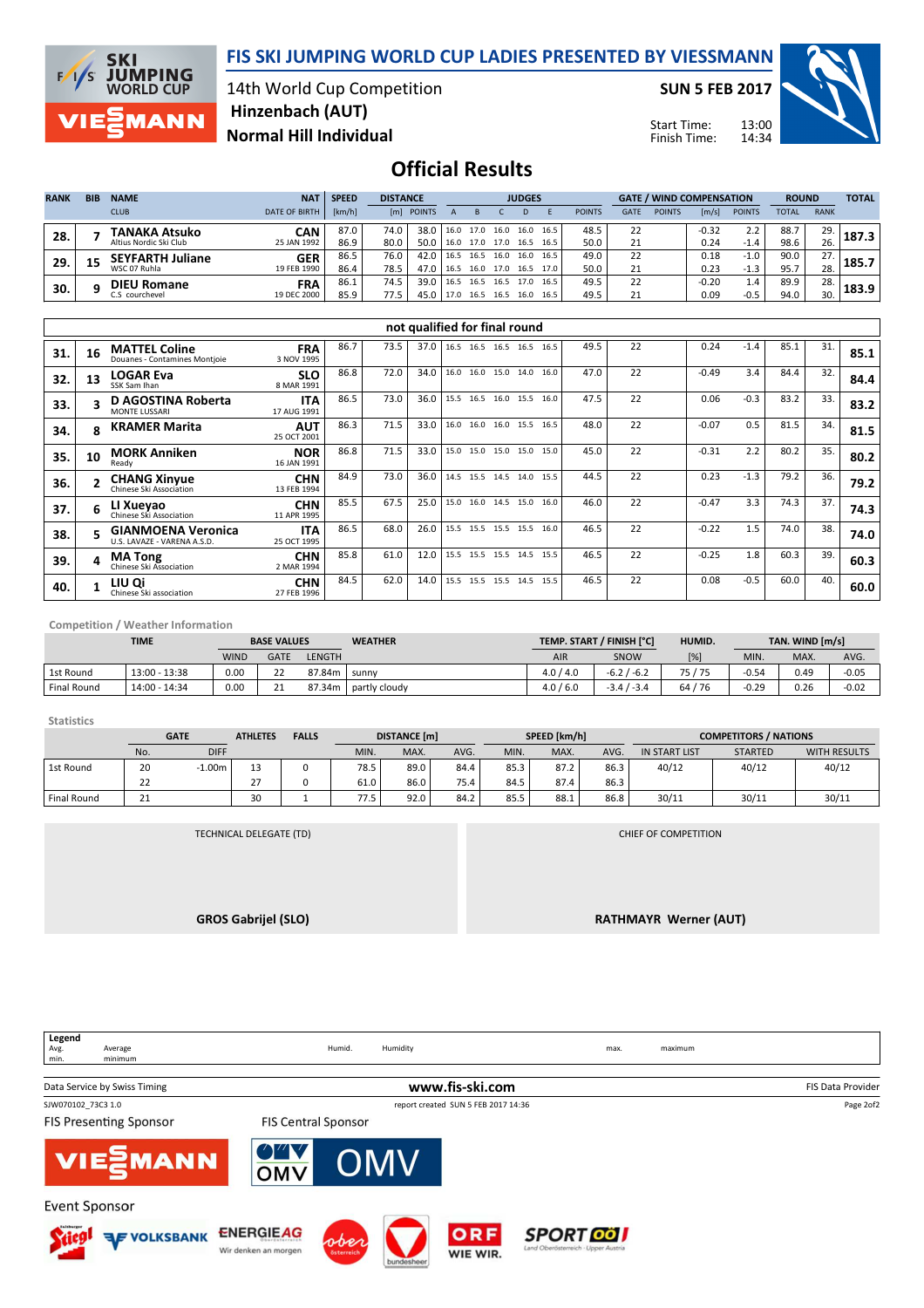# FIS SKI JUMPING WORLD CUP LADIES PRESENTED BY VIESSMANN

14th World Cup Competition
Hinzenbach (AUT)
Normal Hill Individual

SUN 5 FEB 2017

Start Time: 13:00
Finish Time: 14:34

## Official Results

| RANK | BIB | NAME / CLUB | NAT / DATE OF BIRTH | SPEED [km/h] | DISTANCE [m] | DISTANCE POINTS | JUDGES A | B | C | D | E | JUDGES POINTS | GATE | GATE POINTS | WIND [m/s] | WIND POINTS | ROUND TOTAL | ROUND RANK | TOTAL |
|---|---|---|---|---|---|---|---|---|---|---|---|---|---|---|---|---|---|---|---|
| 28. | 7 | TANAKA Atsuko / Altius Nordic Ski Club | CAN / 25 JAN 1992 | 87.0 | 74.0 | 38.0 | 16.0 | 17.0 | 16.0 | 16.0 | 16.5 | 48.5 | 22 | | -0.32 | 2.2 | 88.7 | 29. | 187.3 |
| | | | | 86.9 | 80.0 | 50.0 | 16.0 | 17.0 | 17.0 | 16.5 | 16.5 | 50.0 | 21 | | 0.24 | -1.4 | 98.6 | 26. | |
| 29. | 15 | SEYFARTH Juliane / WSC 07 Ruhla | GER / 19 FEB 1990 | 86.5 | 76.0 | 42.0 | 16.5 | 16.5 | 16.0 | 16.0 | 16.5 | 49.0 | 22 | | 0.18 | -1.0 | 90.0 | 27. | 185.7 |
| | | | | 86.4 | 78.5 | 47.0 | 16.5 | 16.0 | 17.0 | 16.5 | 17.0 | 50.0 | 21 | | 0.23 | -1.3 | 95.7 | 28. | |
| 30. | 9 | DIEU Romane / C.S courchevel | FRA / 19 DEC 2000 | 86.1 | 74.5 | 39.0 | 16.5 | 16.5 | 16.5 | 17.0 | 16.5 | 49.5 | 22 | | -0.20 | 1.4 | 89.9 | 28. | 183.9 |
| | | | | 85.9 | 77.5 | 45.0 | 17.0 | 16.5 | 16.5 | 16.0 | 16.5 | 49.5 | 21 | | 0.09 | -0.5 | 94.0 | 30. | |

### not qualified for final round

| RANK | BIB | NAME / CLUB | NAT / DATE OF BIRTH | SPEED [km/h] | DISTANCE [m] | DISTANCE POINTS | JUDGES A | B | C | D | E | JUDGES POINTS | GATE | GATE POINTS | WIND [m/s] | WIND POINTS | ROUND TOTAL | ROUND RANK | TOTAL |
|---|---|---|---|---|---|---|---|---|---|---|---|---|---|---|---|---|---|---|---|
| 31. | 16 | MATTEL Coline / Douanes - Contamines Montjoie | FRA / 3 NOV 1995 | 86.7 | 73.5 | 37.0 | 16.5 | 16.5 | 16.5 | 16.5 | 16.5 | 49.5 | 22 | | 0.24 | -1.4 | 85.1 | 31. | 85.1 |
| 32. | 13 | LOGAR Eva / SSK Sam Ihan | SLO / 8 MAR 1991 | 86.8 | 72.0 | 34.0 | 16.0 | 16.0 | 15.0 | 14.0 | 16.0 | 47.0 | 22 | | -0.49 | 3.4 | 84.4 | 32. | 84.4 |
| 33. | 3 | D AGOSTINA Roberta / MONTE LUSSARI | ITA / 17 AUG 1991 | 86.5 | 73.0 | 36.0 | 15.5 | 16.5 | 16.0 | 15.5 | 16.0 | 47.5 | 22 | | 0.06 | -0.3 | 83.2 | 33. | 83.2 |
| 34. | 8 | KRAMER Marita | AUT / 25 OCT 2001 | 86.3 | 71.5 | 33.0 | 16.0 | 16.0 | 16.0 | 15.5 | 16.5 | 48.0 | 22 | | -0.07 | 0.5 | 81.5 | 34. | 81.5 |
| 35. | 10 | MORK Anniken / Ready | NOR / 16 JAN 1991 | 86.8 | 71.5 | 33.0 | 15.0 | 15.0 | 15.0 | 15.0 | 15.0 | 45.0 | 22 | | -0.31 | 2.2 | 80.2 | 35. | 80.2 |
| 36. | 2 | CHANG Xinyue / Chinese Ski Association | CHN / 13 FEB 1994 | 84.9 | 73.0 | 36.0 | 14.5 | 15.5 | 14.5 | 14.0 | 15.5 | 44.5 | 22 | | 0.23 | -1.3 | 79.2 | 36. | 79.2 |
| 37. | 6 | LI Xueyao / Chinese Ski Association | CHN / 11 APR 1995 | 85.5 | 67.5 | 25.0 | 15.0 | 16.0 | 14.5 | 15.0 | 16.0 | 46.0 | 22 | | -0.47 | 3.3 | 74.3 | 37. | 74.3 |
| 38. | 5 | GIANMOENA Veronica / U.S. LAVAZE - VARENA A.S.D. | ITA / 25 OCT 1995 | 86.5 | 68.0 | 26.0 | 15.5 | 15.5 | 15.5 | 15.5 | 16.0 | 46.5 | 22 | | -0.22 | 1.5 | 74.0 | 38. | 74.0 |
| 39. | 4 | MA Tong / Chinese Ski Association | CHN / 2 MAR 1994 | 85.8 | 61.0 | 12.0 | 15.5 | 15.5 | 15.5 | 14.5 | 15.5 | 46.5 | 22 | | -0.25 | 1.8 | 60.3 | 39. | 60.3 |
| 40. | 1 | LIU Qi / Chinese Ski association | CHN / 27 FEB 1996 | 84.5 | 62.0 | 14.0 | 15.5 | 15.5 | 15.5 | 14.5 | 15.5 | 46.5 | 22 | | 0.08 | -0.5 | 60.0 | 40. | 60.0 |

### Competition / Weather Information

| | TIME | BASE VALUES WIND | GATE | LENGTH | WEATHER | TEMP. START / FINISH [°C] AIR | SNOW | HUMID. [%] | TAN. WIND [m/s] MIN. | MAX. | AVG. |
|---|---|---|---|---|---|---|---|---|---|---|---|
| 1st Round | 13:00 - 13:38 | 0.00 | 22 | 87.84m | sunny | 4.0 / 4.0 | -6.2 / -6.2 | 75 / 75 | -0.54 | 0.49 | -0.05 |
| Final Round | 14:00 - 14:34 | 0.00 | 21 | 87.34m | partly cloudy | 4.0 / 6.0 | -3.4 / -3.4 | 64 / 76 | -0.29 | 0.26 | -0.02 |

### Statistics

| | GATE No. | DIFF | ATHLETES | FALLS | DISTANCE [m] MIN. | MAX. | AVG. | SPEED [km/h] MIN. | MAX. | AVG. | COMPETITORS / NATIONS IN START LIST | STARTED | WITH RESULTS |
|---|---|---|---|---|---|---|---|---|---|---|---|---|---|
| 1st Round | 20 | -1.00m | 13 | 0 | 78.5 | 89.0 | 84.4 | 85.3 | 87.2 | 86.3 | 40/12 | 40/12 | 40/12 |
| | 22 | | 27 | 0 | 61.0 | 86.0 | 75.4 | 84.5 | 87.4 | 86.3 | | | |
| Final Round | 21 | | 30 | 1 | 77.5 | 92.0 | 84.2 | 85.5 | 88.1 | 86.8 | 30/11 | 30/11 | 30/11 |

TECHNICAL DELEGATE (TD): **GROS Gabrijel (SLO)**

CHIEF OF COMPETITION: **RATHMAYR Werner (AUT)**

Legend: Avg. – Average; min. – minimum; Humid. – Humidity; max. – maximum

Data Service by Swiss Timing — www.fis-ski.com — FIS Data Provider

SJW070102_73C3 1.0 — report created SUN 5 FEB 2017 14:36

FIS Presenting Sponsor: VIESSMANN — FIS Central Sponsor: OMV

Event Sponsor